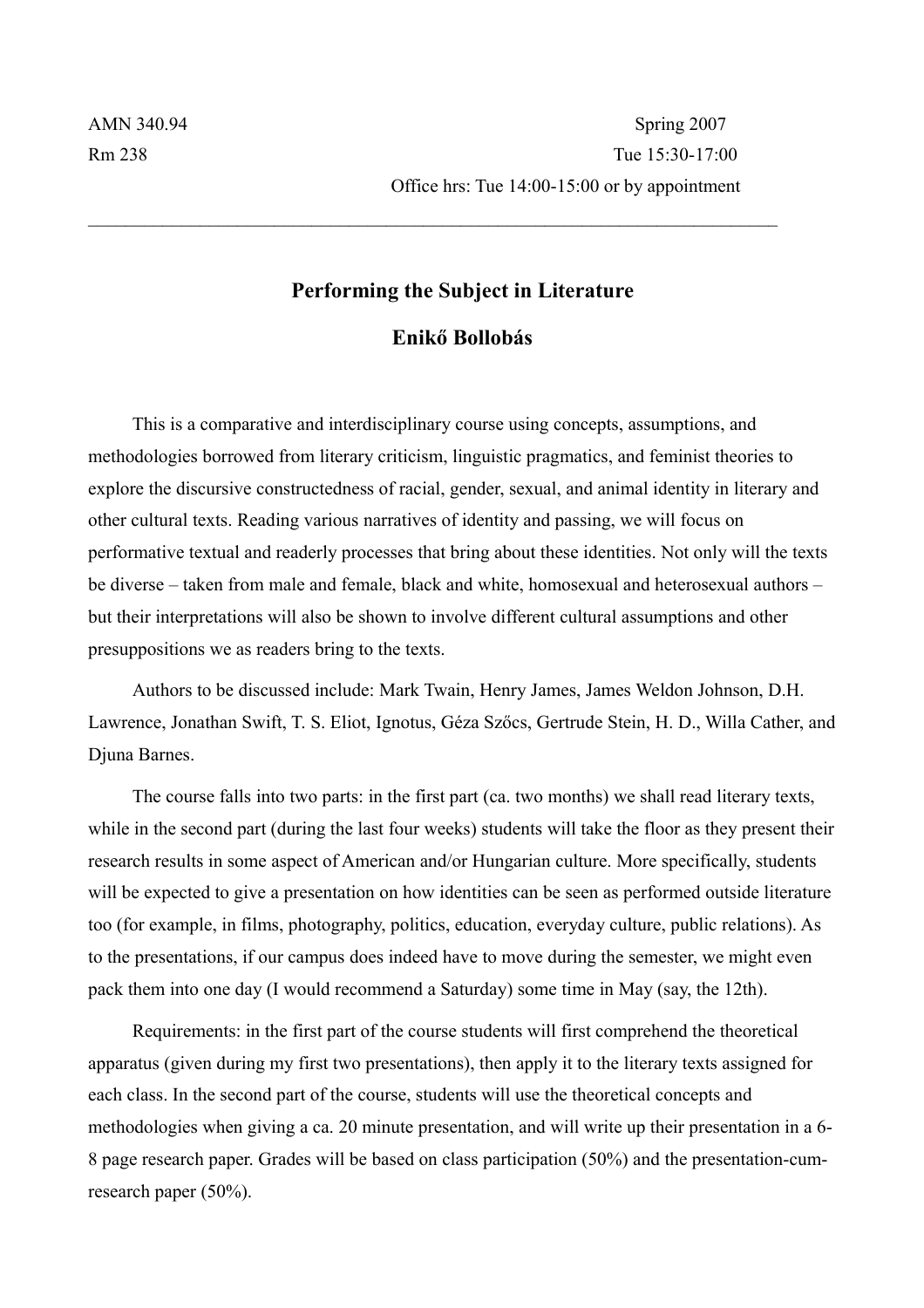AMN 340.94 Spring 2007

Rm 238 Tue 15:30-17:00

Office hrs: Tue 14:00-15:00 or by appointment

---

## Performing the Subject in Literature

### Enikő Bollobás

This is a comparative and interdisciplinary course using concepts, assumptions, and methodologies borrowed from literary criticism, linguistic pragmatics, and feminist theories to explore the discursive constructedness of racial, gender, sexual, and animal identity in literary and other cultural texts. Reading various narratives of identity and passing, we will focus on performative textual and readerly processes that bring about these identities. Not only will the texts be diverse – taken from male and female, black and white, homosexual and heterosexual authors – but their interpretations will also be shown to involve different cultural assumptions and other presuppositions we as readers bring to the texts.

Authors to be discussed include: Mark Twain, Henry James, James Weldon Johnson, D.H. Lawrence, Jonathan Swift, T. S. Eliot, Ignotus, Géza Szőcs, Gertrude Stein, H. D., Willa Cather, and Djuna Barnes.

The course falls into two parts: in the first part (ca. two months) we shall read literary texts, while in the second part (during the last four weeks) students will take the floor as they present their research results in some aspect of American and/or Hungarian culture. More specifically, students will be expected to give a presentation on how identities can be seen as performed outside literature too (for example, in films, photography, politics, education, everyday culture, public relations). As to the presentations, if our campus does indeed have to move during the semester, we might even pack them into one day (I would recommend a Saturday) some time in May (say, the 12th).

Requirements: in the first part of the course students will first comprehend the theoretical apparatus (given during my first two presentations), then apply it to the literary texts assigned for each class. In the second part of the course, students will use the theoretical concepts and methodologies when giving a ca. 20 minute presentation, and will write up their presentation in a 6-8 page research paper. Grades will be based on class participation (50%) and the presentation-cum-research paper (50%).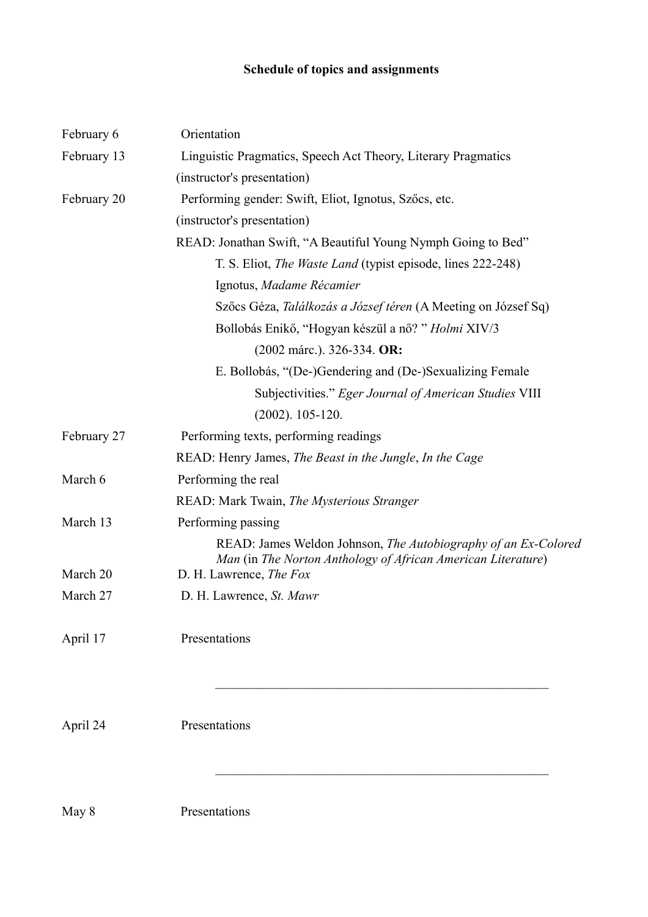**Schedule of topics and assignments**

| | |
|---|---|
| February 6 | Orientation |
| February 13 | Linguistic Pragmatics, Speech Act Theory, Literary Pragmatics (instructor's presentation) |
| February 20 | Performing gender: Swift, Eliot, Ignotus, Szőcs, etc. (instructor's presentation) |
| | READ: Jonathan Swift, "A Beautiful Young Nymph Going to Bed" |
| | T. S. Eliot, *The Waste Land* (typist episode, lines 222-248) |
| | Ignotus, *Madame Récamier* |
| | Szőcs Géza, *Találkozás a József téren* (A Meeting on József Sq) |
| | Bollobás Enikő, "Hogyan készül a nő? " *Holmi* XIV/3 (2002 márc.). 326-334. **OR:** |
| | E. Bollobás, "(De-)Gendering and (De-)Sexualizing Female Subjectivities." *Eger Journal of American Studies* VIII (2002). 105-120. |
| February 27 | Performing texts, performing readings |
| | READ: Henry James, *The Beast in the Jungle*, *In the Cage* |
| March 6 | Performing the real |
| | READ: Mark Twain, *The Mysterious Stranger* |
| March 13 | Performing passing |
| | READ: James Weldon Johnson, *The Autobiography of an Ex-Colored Man* (in *The Norton Anthology of African American Literature*) |
| March 20 | D. H. Lawrence, *The Fox* |
| March 27 | D. H. Lawrence, *St. Mawr* |
| April 17 | Presentations |
| April 24 | Presentations |
| May 8 | Presentations |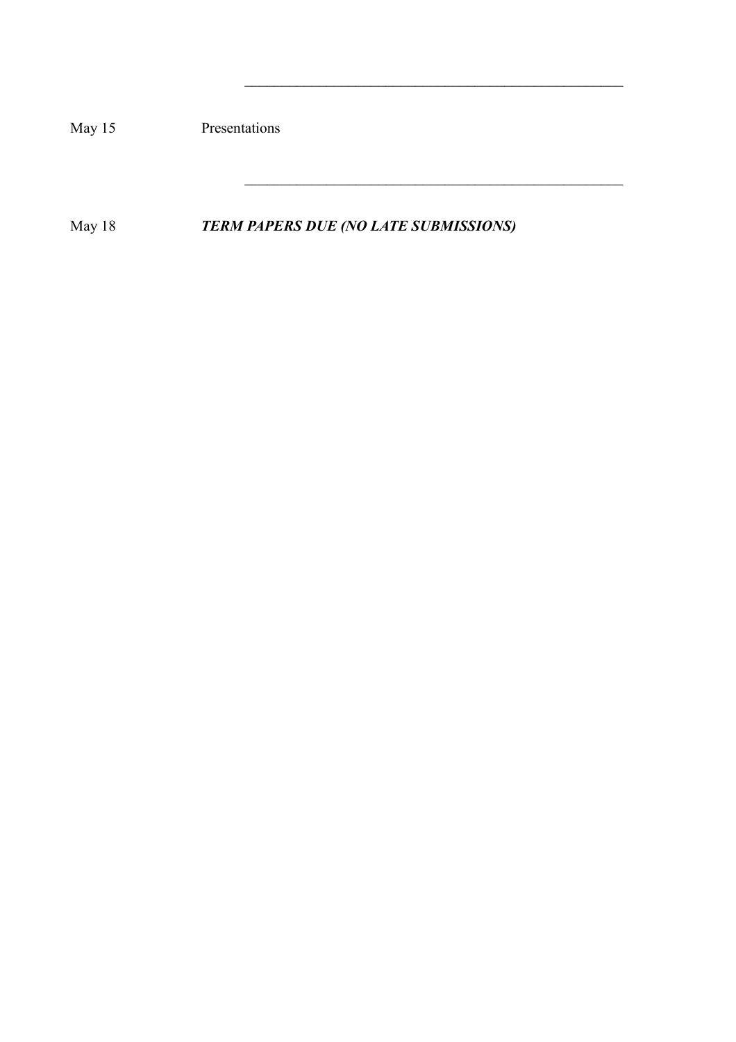---

May 15 Presentations

---

May 18 ***TERM PAPERS DUE (NO LATE SUBMISSIONS)***